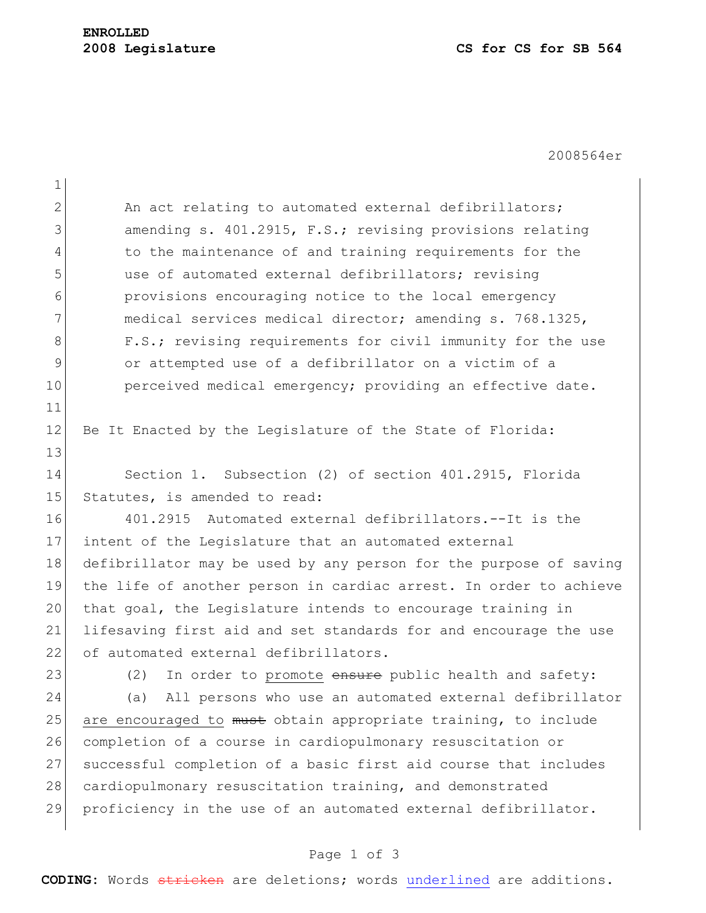**ENROLLED**
**2008 Legislature** **CS for CS for SB 564**

2008564er

An act relating to automated external defibrillators; amending s. 401.2915, F.S.; revising provisions relating to the maintenance of and training requirements for the use of automated external defibrillators; revising provisions encouraging notice to the local emergency medical services medical director; amending s. 768.1325, F.S.; revising requirements for civil immunity for the use or attempted use of a defibrillator on a victim of a perceived medical emergency; providing an effective date.

Be It Enacted by the Legislature of the State of Florida:

Section 1. Subsection (2) of section 401.2915, Florida Statutes, is amended to read:

401.2915 Automated external defibrillators.--It is the intent of the Legislature that an automated external defibrillator may be used by any person for the purpose of saving the life of another person in cardiac arrest. In order to achieve that goal, the Legislature intends to encourage training in lifesaving first aid and set standards for and encourage the use of automated external defibrillators.

(2) In order to <u>promote</u> ~~ensure~~ public health and safety:

(a) All persons who use an automated external defibrillator <u>are encouraged to</u> ~~must~~ obtain appropriate training, to include completion of a course in cardiopulmonary resuscitation or successful completion of a basic first aid course that includes cardiopulmonary resuscitation training, and demonstrated proficiency in the use of an automated external defibrillator.

**CODING:** Words ~~stricken~~ are deletions; words <u>underlined</u> are additions.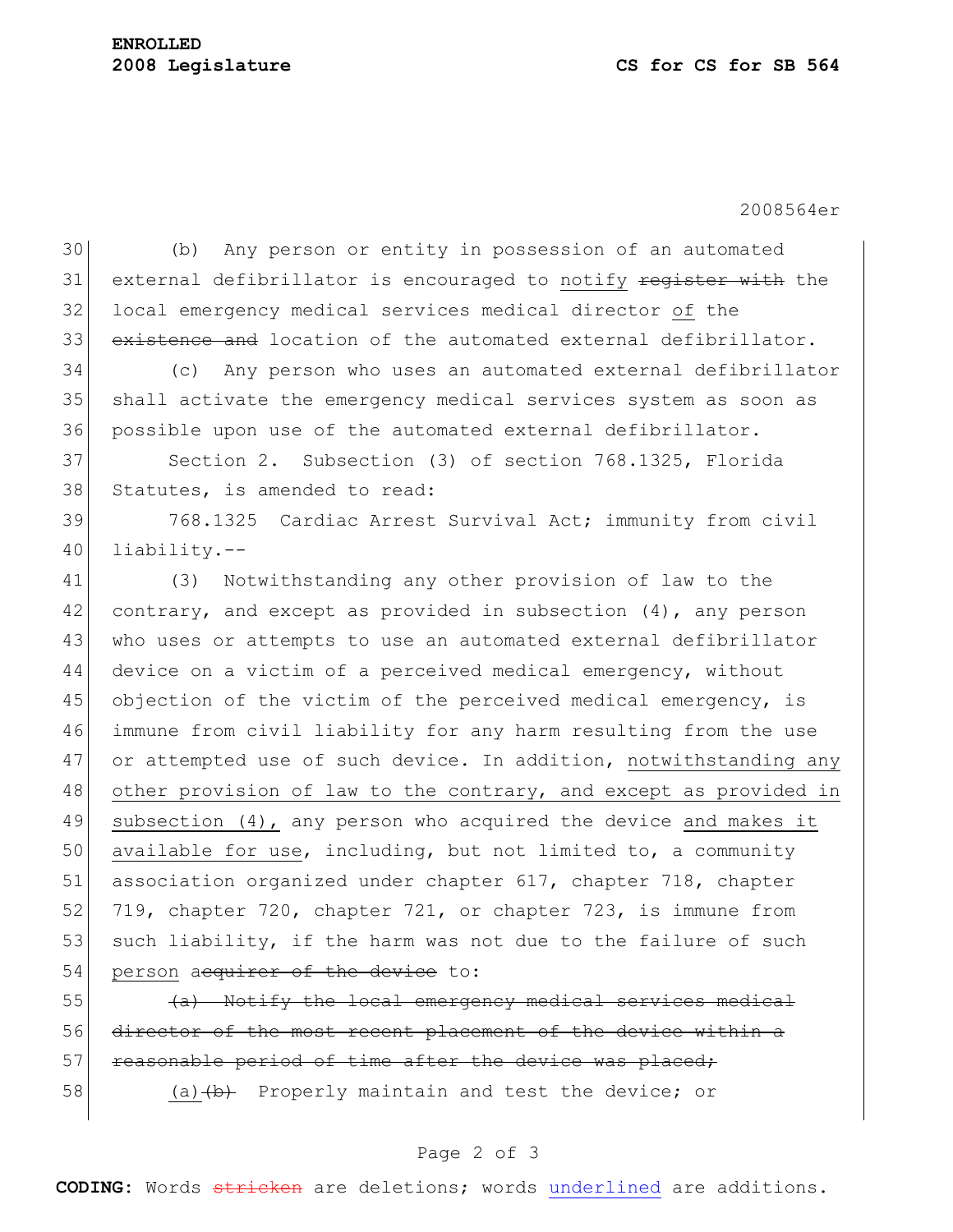(b) Any person or entity in possession of an automated external defibrillator is encouraged to notify ~~register with~~ the local emergency medical services medical director of the ~~existence and~~ location of the automated external defibrillator.

(c) Any person who uses an automated external defibrillator shall activate the emergency medical services system as soon as possible upon use of the automated external defibrillator.

Section 2. Subsection (3) of section 768.1325, Florida Statutes, is amended to read:

768.1325 Cardiac Arrest Survival Act; immunity from civil liability.--

(3) Notwithstanding any other provision of law to the contrary, and except as provided in subsection (4), any person who uses or attempts to use an automated external defibrillator device on a victim of a perceived medical emergency, without objection of the victim of the perceived medical emergency, is immune from civil liability for any harm resulting from the use or attempted use of such device. In addition, <u>notwithstanding any other provision of law to the contrary, and except as provided in subsection (4),</u> any person who acquired the device <u>and makes it available for use</u>, including, but not limited to, a community association organized under chapter 617, chapter 718, chapter 719, chapter 720, chapter 721, or chapter 723, is immune from such liability, if the harm was not due to the failure of such <u>person</u> ~~acquirer of the device~~ to:

~~(a) Notify the local emergency medical services medical director of the most recent placement of the device within a reasonable period of time after the device was placed;~~

<u>(a)</u>~~(b)~~ Properly maintain and test the device; or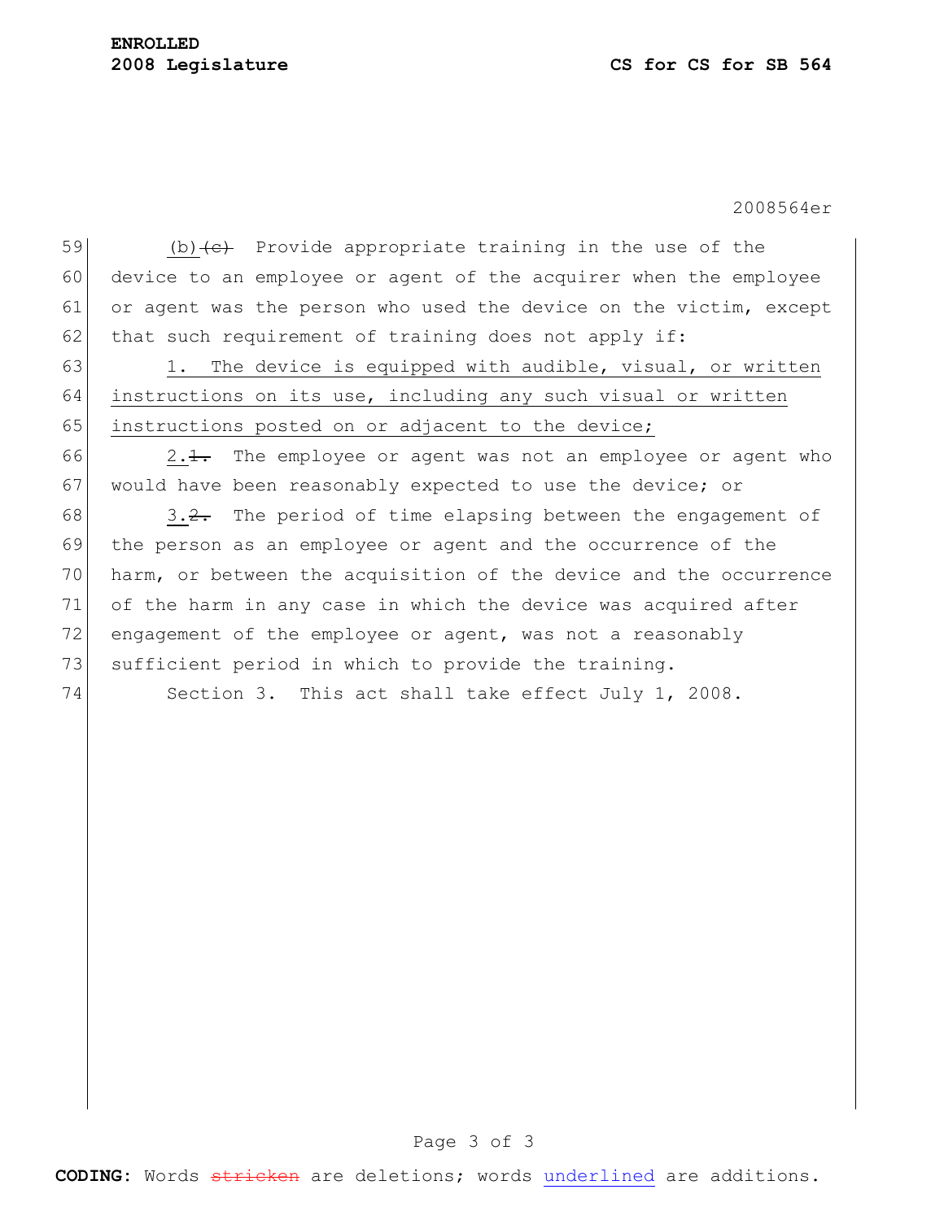(b)~~(c)~~ Provide appropriate training in the use of the device to an employee or agent of the acquirer when the employee or agent was the person who used the device on the victim, except that such requirement of training does not apply if:

<u>1. The device is equipped with audible, visual, or written instructions on its use, including any such visual or written instructions posted on or adjacent to the device;</u>

<u>2.</u>~~1.~~ The employee or agent was not an employee or agent who would have been reasonably expected to use the device; or

<u>3.</u>~~2.~~ The period of time elapsing between the engagement of the person as an employee or agent and the occurrence of the harm, or between the acquisition of the device and the occurrence of the harm in any case in which the device was acquired after engagement of the employee or agent, was not a reasonably sufficient period in which to provide the training.

Section 3. This act shall take effect July 1, 2008.

**CODING:** Words ~~stricken~~ are deletions; words <u>underlined</u> are additions.